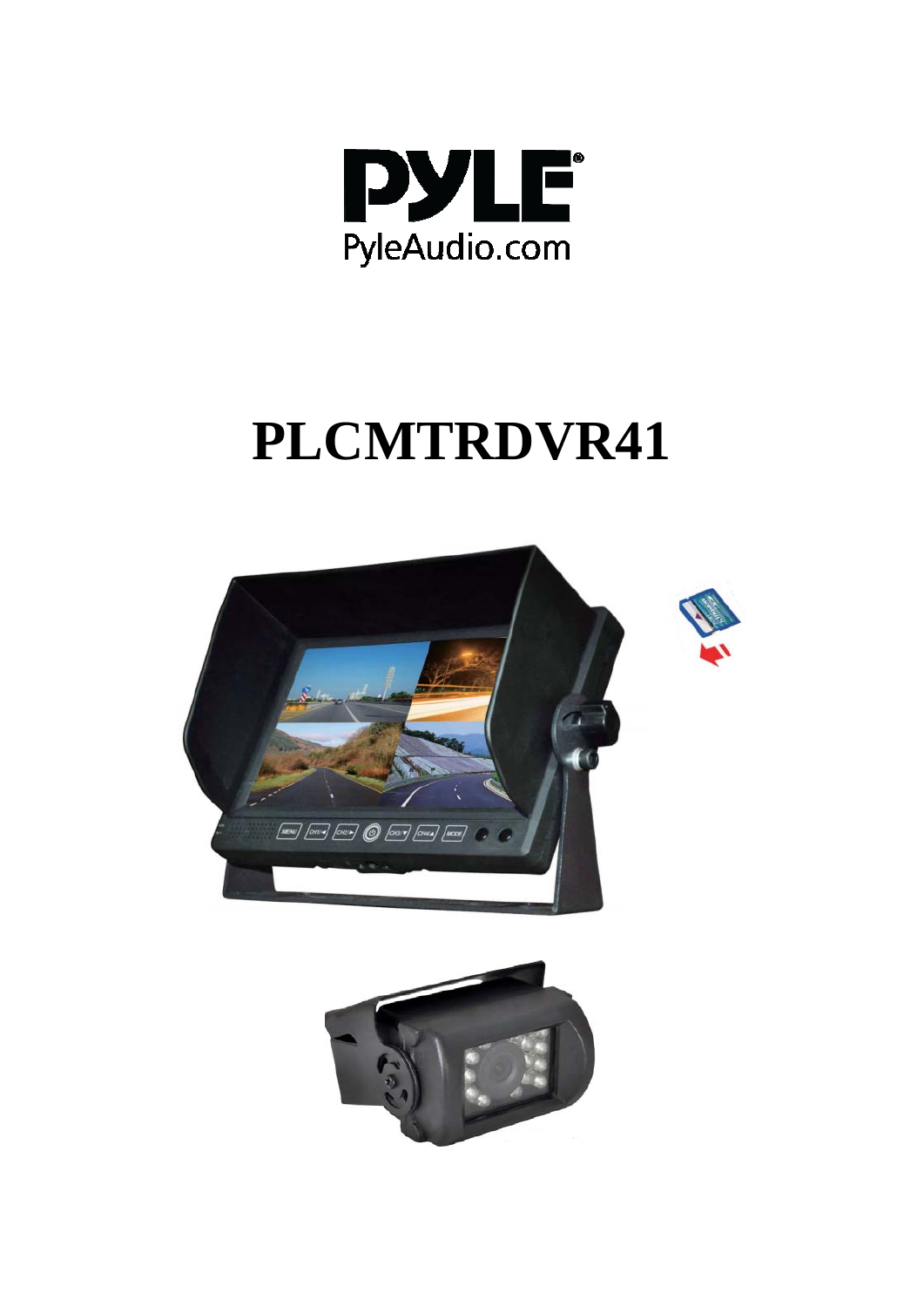PYLE

PyleAudio.com

# PLCMTRDVR41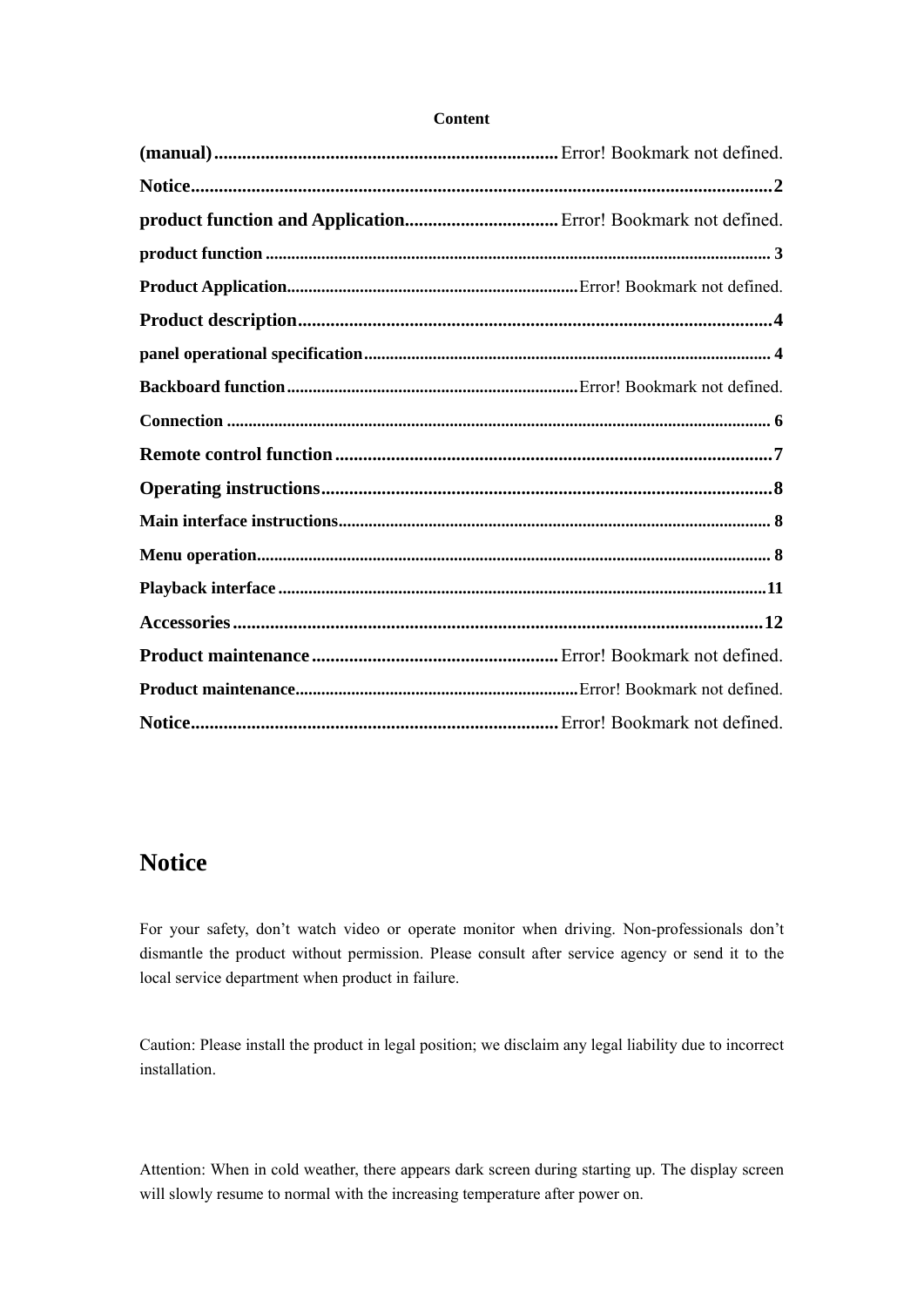**Content**

**(manual)**..........................................................................Error! Bookmark not defined.

**Notice**............................................................................................................2

**product function and Application**.................................Error! Bookmark not defined.

**product function** ..................................................................................................................... 3

**Product Application**....................................................................Error! Bookmark not defined.

**Product description**.....................................................................................4

**panel operational specification**............................................................................................ 4

**Backboard function**....................................................................Error! Bookmark not defined.

**Connection** ............................................................................................................................. 6

**Remote control function**.............................................................................7

**Operating instructions**.................................................................................8

**Main interface instructions**................................................................................................... 8

**Menu operation**...................................................................................................................... 8

**Playback interface**................................................................................................................11

**Accessories**................................................................................................12

**Product maintenance**.....................................................Error! Bookmark not defined.

**Product maintenance**.................................................................Error! Bookmark not defined.

**Notice**..............................................................................Error! Bookmark not defined.

# Notice

For your safety, don't watch video or operate monitor when driving. Non-professionals don't dismantle the product without permission. Please consult after service agency or send it to the local service department when product in failure.

Caution: Please install the product in legal position; we disclaim any legal liability due to incorrect installation.

Attention: When in cold weather, there appears dark screen during starting up. The display screen will slowly resume to normal with the increasing temperature after power on.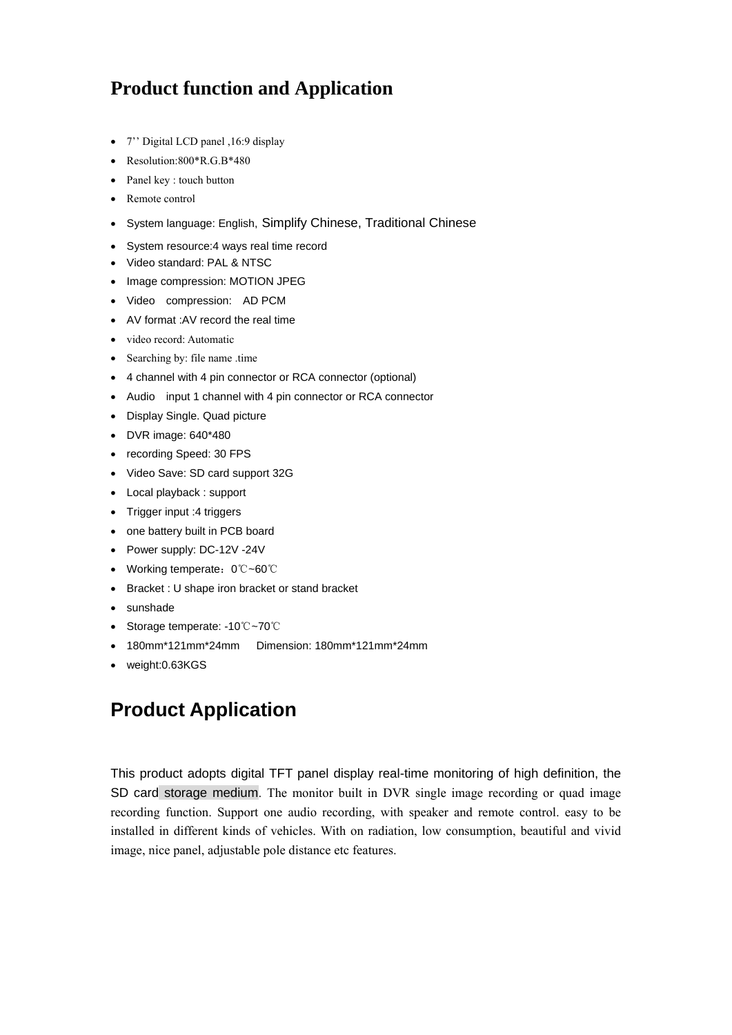# Product function and Application

- 7'' Digital LCD panel ,16:9 display
- Resolution:800*R.G.B*480
- Panel key : touch button
- Remote control
- System language: English, Simplify Chinese, Traditional Chinese
- System resource:4 ways real time record
- Video standard: PAL & NTSC
- Image compression: MOTION JPEG
- Video compression: AD PCM
- AV format :AV record the real time
- video record: Automatic
- Searching by: file name .time
- 4 channel with 4 pin connector or RCA connector (optional)
- Audio input 1 channel with 4 pin connector or RCA connector
- Display Single. Quad picture
- DVR image: 640*480
- recording Speed: 30 FPS
- Video Save: SD card support 32G
- Local playback : support
- Trigger input :4 triggers
- one battery built in PCB board
- Power supply: DC-12V -24V
- Working temperate：0℃~60℃
- Bracket : U shape iron bracket or stand bracket
- sunshade
- Storage temperate: -10℃~70℃
- 180mm*121mm*24mm Dimension: 180mm*121mm*24mm
- weight:0.63KGS

# Product Application

This product adopts digital TFT panel display real-time monitoring of high definition, the SD card storage medium. The monitor built in DVR single image recording or quad image recording function. Support one audio recording, with speaker and remote control. easy to be installed in different kinds of vehicles. With on radiation, low consumption, beautiful and vivid image, nice panel, adjustable pole distance etc features.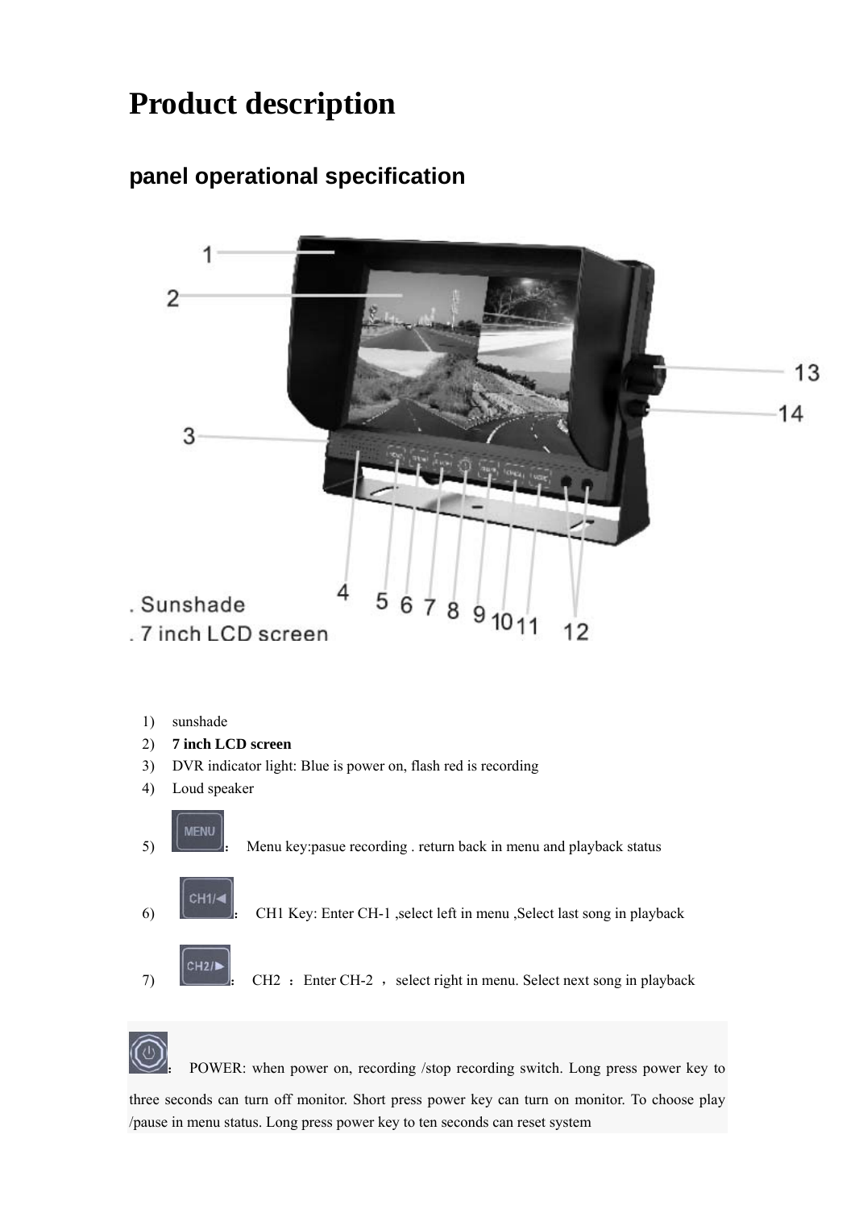# Product description

## panel operational specification

1) sunshade
2) **7 inch LCD screen**
3) DVR indicator light: Blue is power on, flash red is recording
4) Loud speaker
5) MENU : Menu key:pasue recording . return back in menu and playback status
6) CH1/◄ : CH1 Key: Enter CH-1 ,select left in menu ,Select last song in playback
7) CH2/► : CH2 : Enter CH-2 , select right in menu. Select next song in playback

: POWER: when power on, recording /stop recording switch. Long press power key to three seconds can turn off monitor. Short press power key can turn on monitor. To choose play /pause in menu status. Long press power key to ten seconds can reset system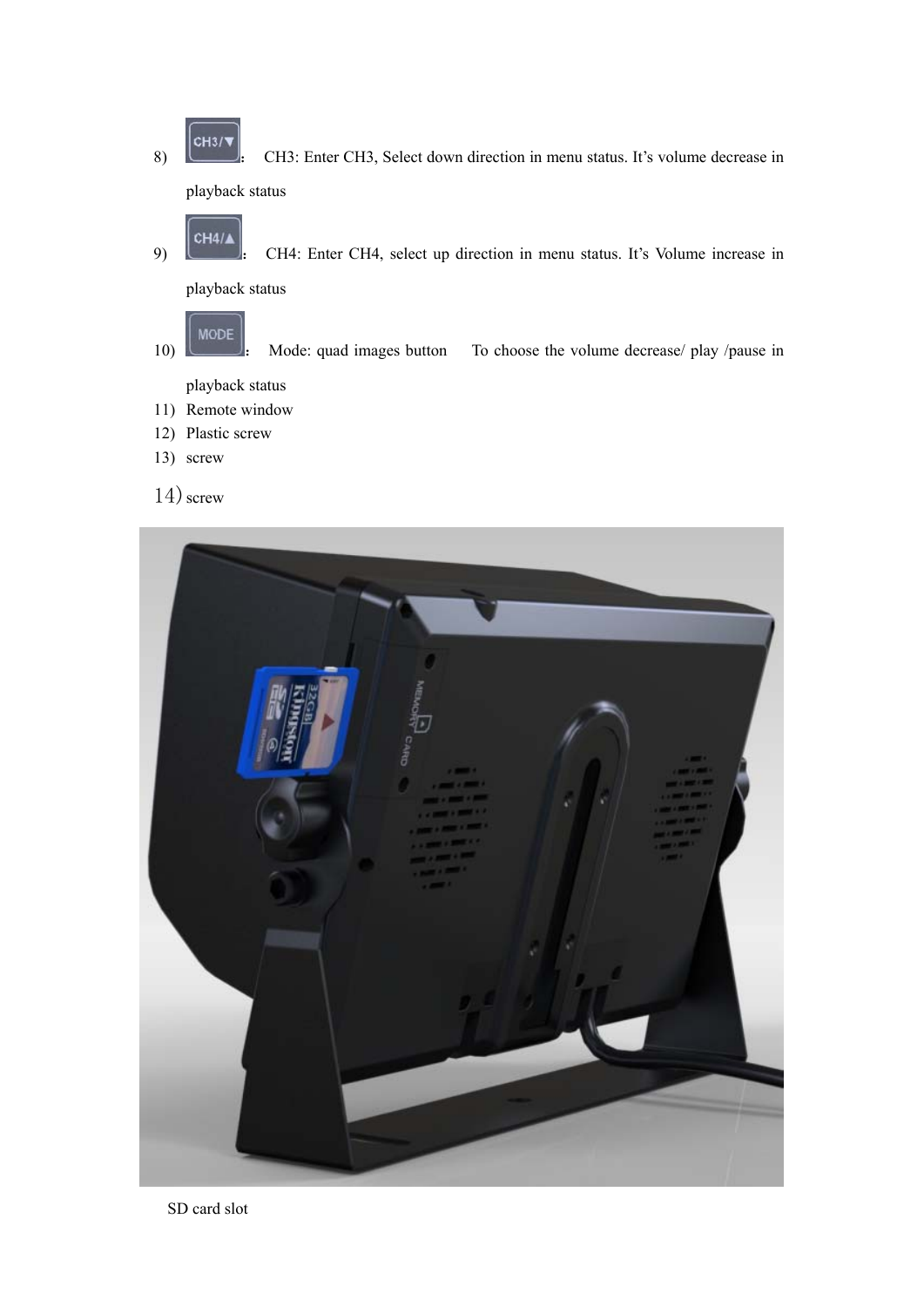8) CH3/▼ ： CH3: Enter CH3, Select down direction in menu status. It's volume decrease in playback status

9) CH4/▲ ： CH4: Enter CH4, select up direction in menu status. It's Volume increase in playback status

10) MODE ： Mode: quad images button To choose the volume decrease/ play /pause in playback status

11) Remote window
12) Plastic screw
13) screw
14) screw

SD card slot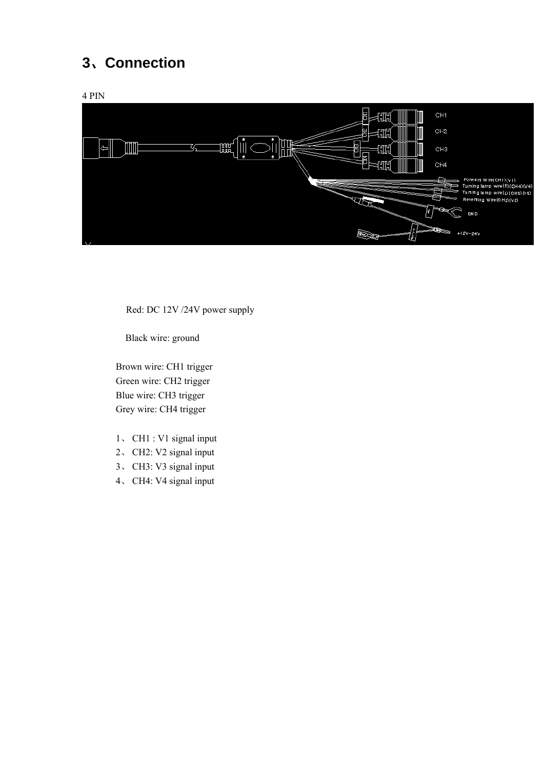# 3、Connection

4 PIN

Red: DC 12V /24V power supply

Black wire: ground

Brown wire: CH1 trigger
Green wire: CH2 trigger
Blue wire: CH3 trigger
Grey wire: CH4 trigger

1、 CH1 : V1 signal input
2、 CH2: V2 signal input
3、 CH3: V3 signal input
4、 CH4: V4 signal input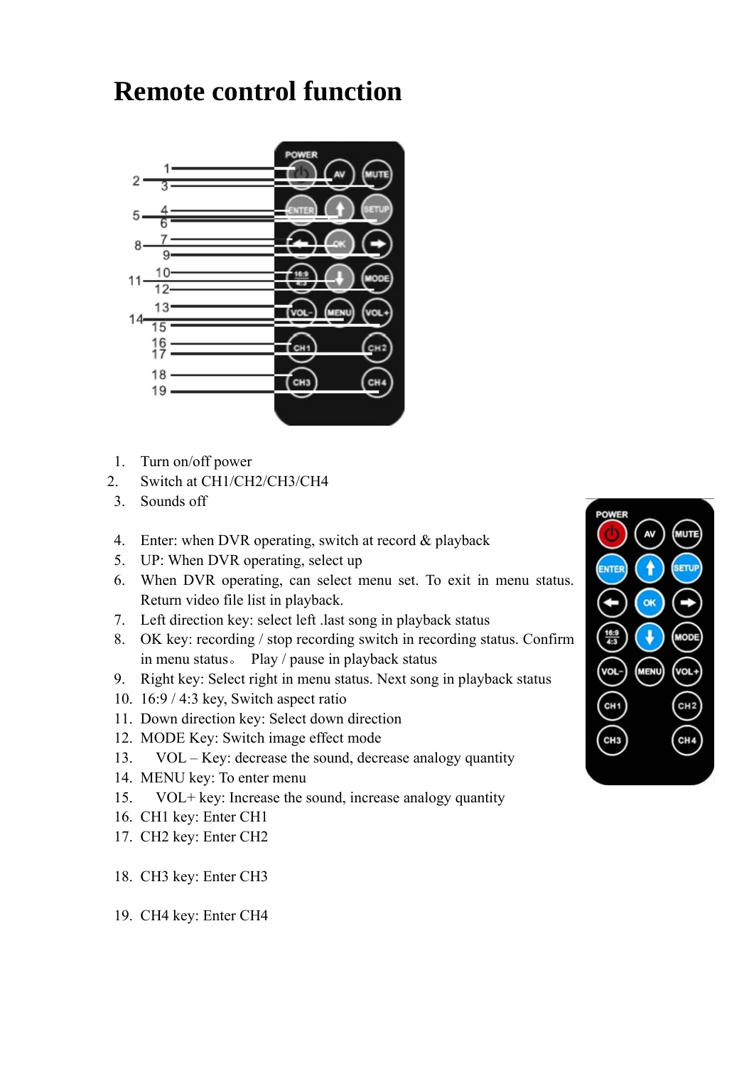# Remote control function

1. Turn on/off power
2. Switch at CH1/CH2/CH3/CH4
3. Sounds off
4. Enter: when DVR operating, switch at record & playback
5. UP: When DVR operating, select up
6. When DVR operating, can select menu set. To exit in menu status. Return video file list in playback.
7. Left direction key: select left .last song in playback status
8. OK key: recording / stop recording switch in recording status. Confirm in menu status。 Play / pause in playback status
9. Right key: Select right in menu status. Next song in playback status
10. 16:9 / 4:3 key, Switch aspect ratio
11. Down direction key: Select down direction
12. MODE Key: Switch image effect mode
13. VOL – Key: decrease the sound, decrease analogy quantity
14. MENU key: To enter menu
15. VOL+ key: Increase the sound, increase analogy quantity
16. CH1 key: Enter CH1
17. CH2 key: Enter CH2
18. CH3 key: Enter CH3
19. CH4 key: Enter CH4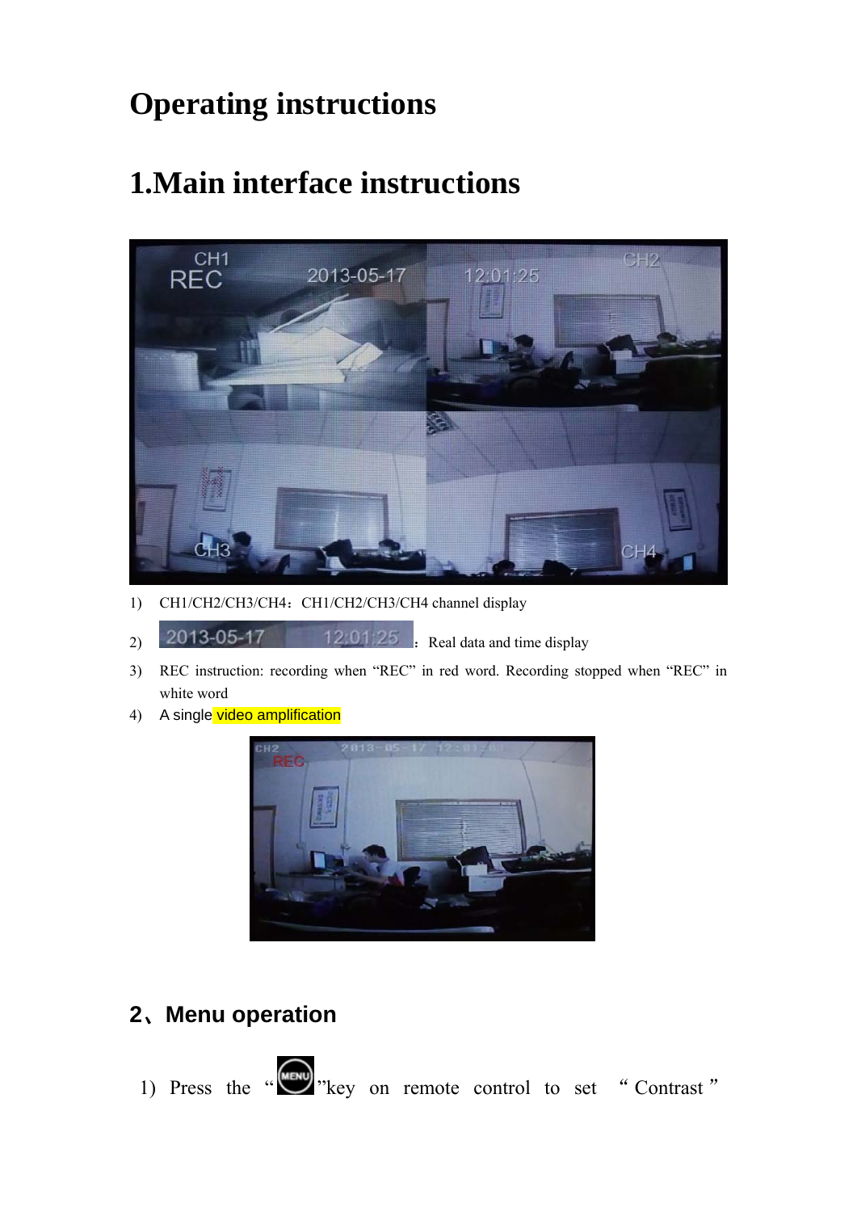# Operating instructions

# 1.Main interface instructions

1) CH1/CH2/CH3/CH4：CH1/CH2/CH3/CH4 channel display

2) 2013-05-17 12:01:25 ：Real data and time display

3) REC instruction: recording when “REC” in red word. Recording stopped when “REC” in white word

4) A single video amplification

## 2、Menu operation

1) Press the “MENU”key on remote control to set “Contrast”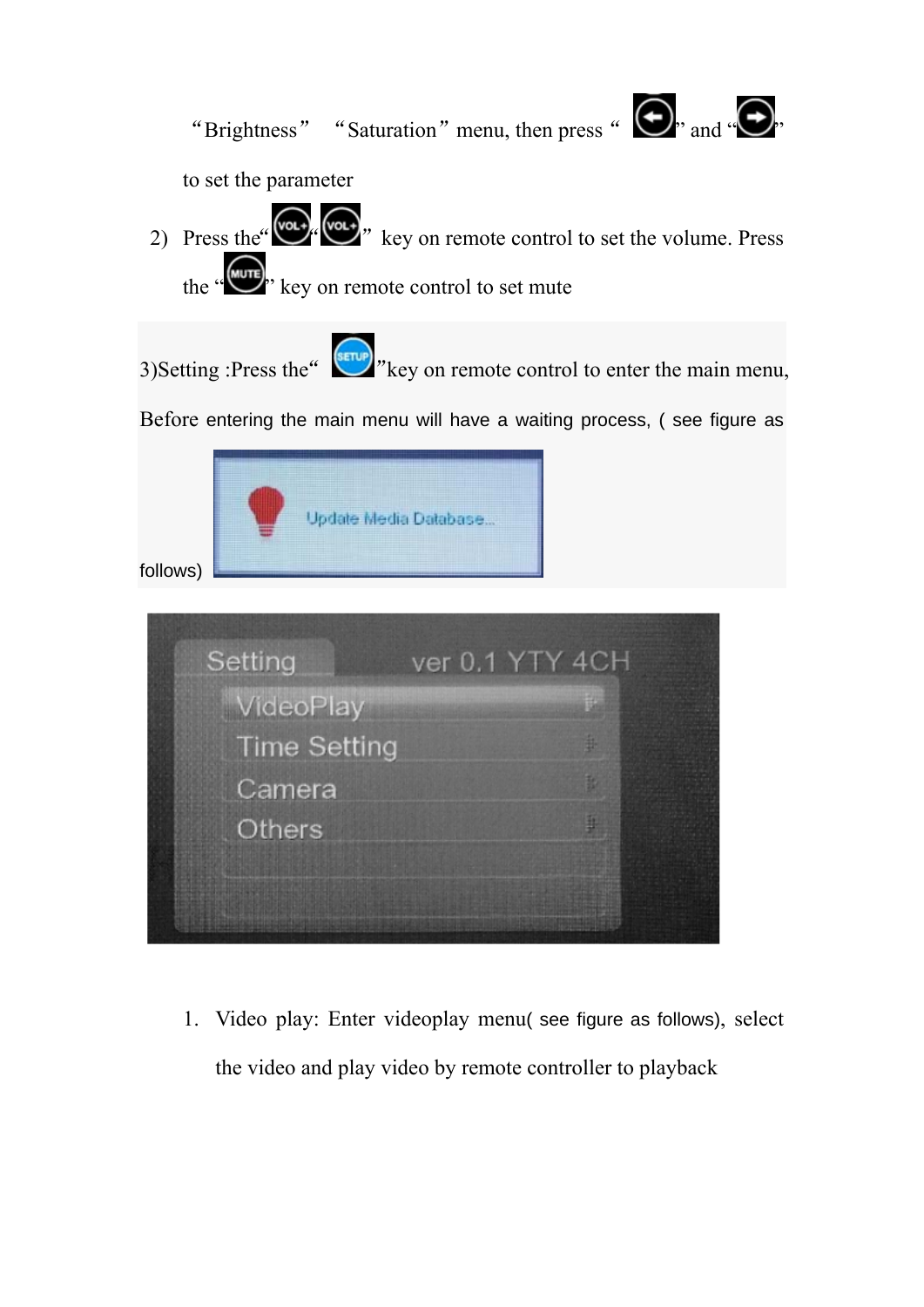"Brightness" "Saturation" menu, then press " " and " " to set the parameter

2) Press the" "" " key on remote control to set the volume. Press the " " key on remote control to set mute

3)Setting :Press the" "key on remote control to enter the main menu, Before entering the main menu will have a waiting process, ( see figure as follows)

1. Video play: Enter videoplay menu( see figure as follows), select the video and play video by remote controller to playback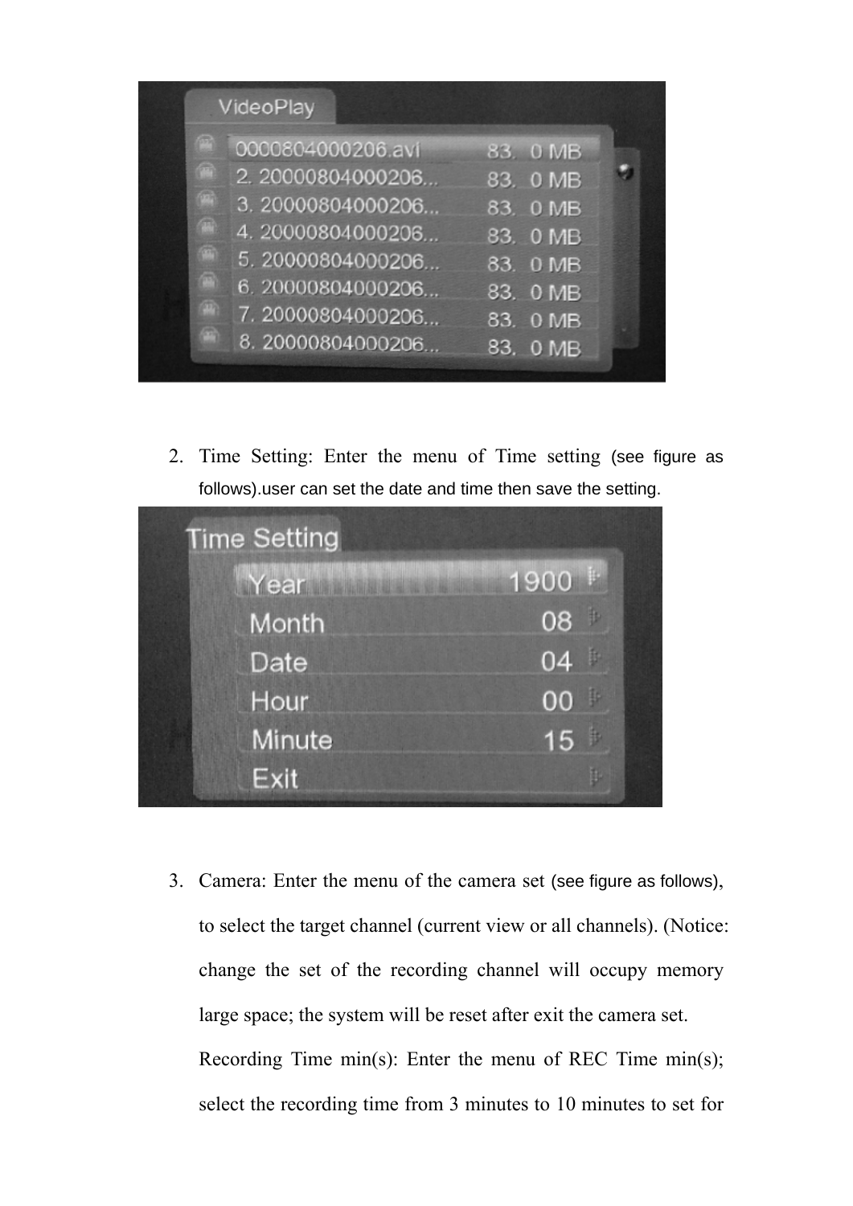2. Time Setting: Enter the menu of Time setting (see figure as follows).user can set the date and time then save the setting.

3. Camera: Enter the menu of the camera set (see figure as follows), to select the target channel (current view or all channels). (Notice: change the set of the recording channel will occupy memory large space; the system will be reset after exit the camera set.

   Recording Time min(s): Enter the menu of REC Time min(s); select the recording time from 3 minutes to 10 minutes to set for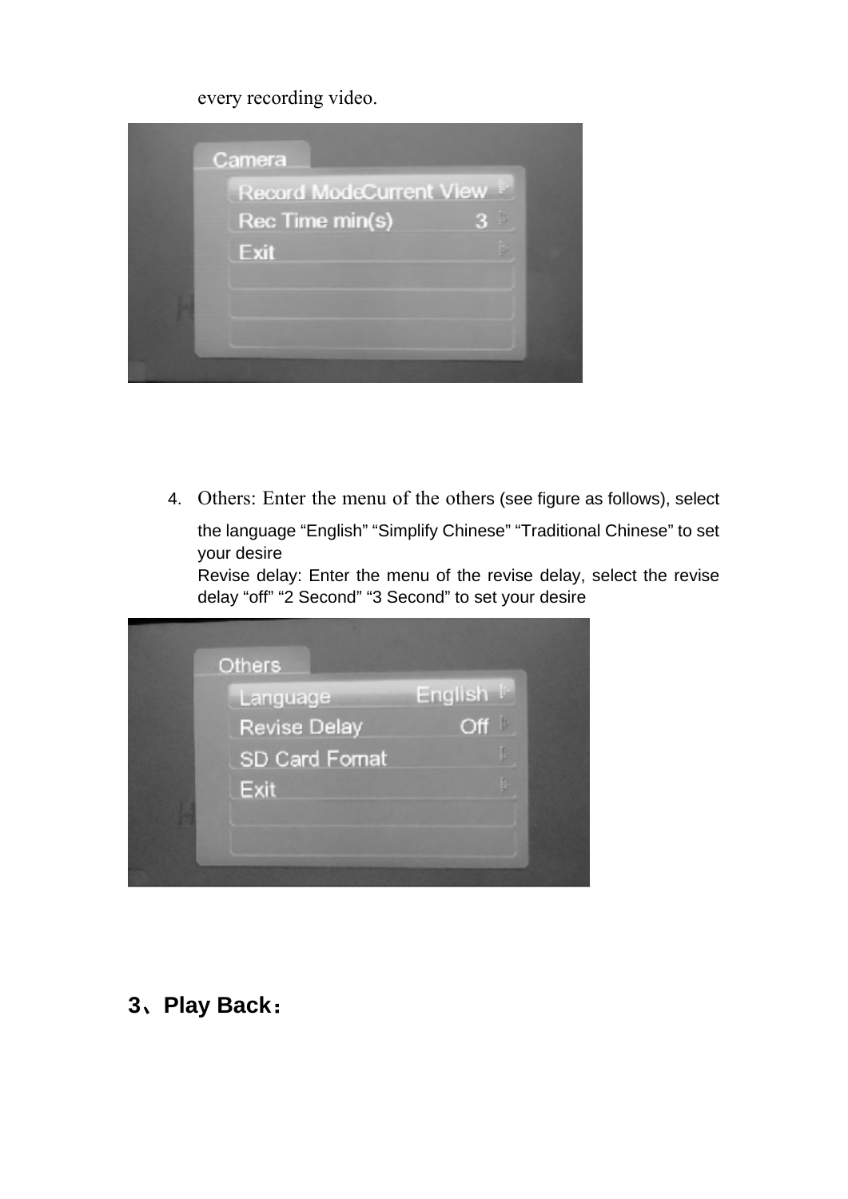every recording video.

4. Others: Enter the menu of the others (see figure as follows), select the language "English" "Simplify Chinese" "Traditional Chinese" to set your desire
   Revise delay: Enter the menu of the revise delay, select the revise delay "off" "2 Second" "3 Second" to set your desire

## 3、Play Back：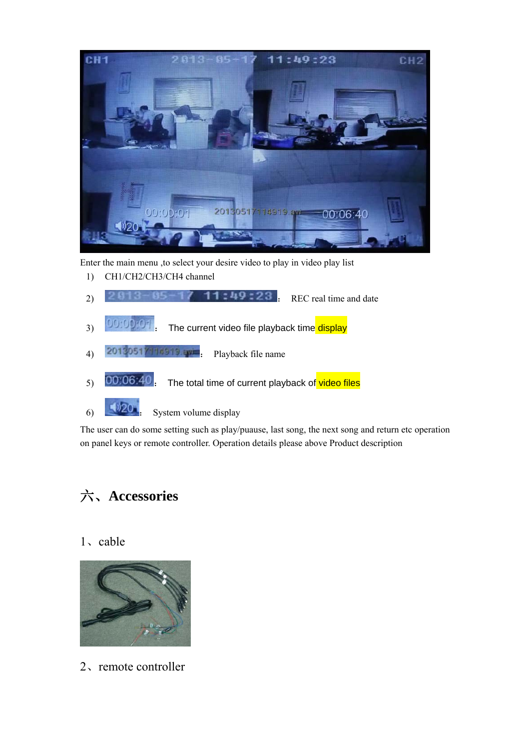Enter the main menu ,to select your desire video to play in video play list

1) CH1/CH2/CH3/CH4 channel
2) ： REC real time and date
3) ： The current video file playback time display
4) ： Playback file name
5) ： The total time of current playback of video files
6) ： System volume display

The user can do some setting such as play/puause, last song, the next song and return etc operation on panel keys or remote controller. Operation details please above Product description

# 六、Accessories

## 1、cable

## 2、remote controller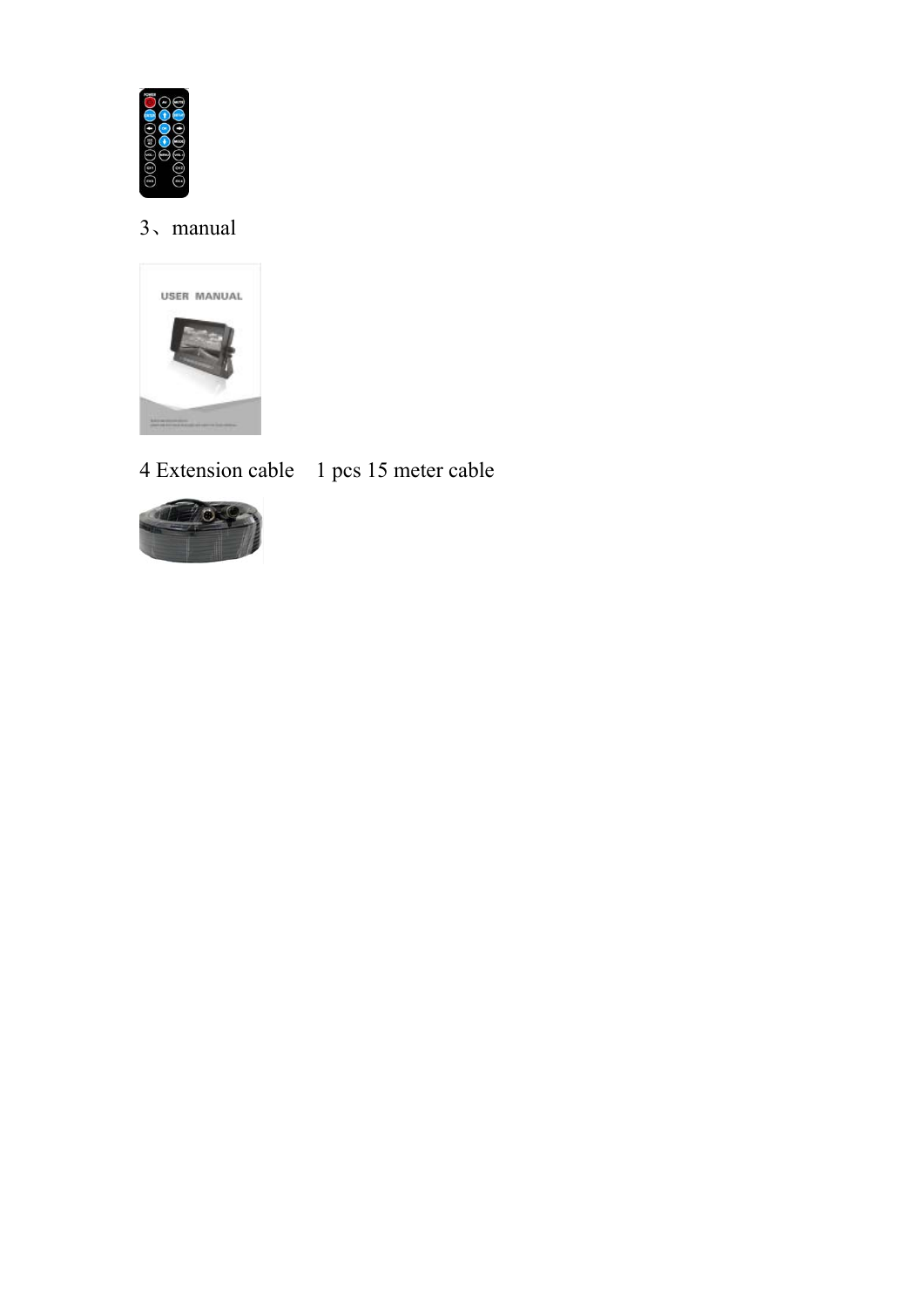3、manual

4 Extension cable　1 pcs 15 meter cable